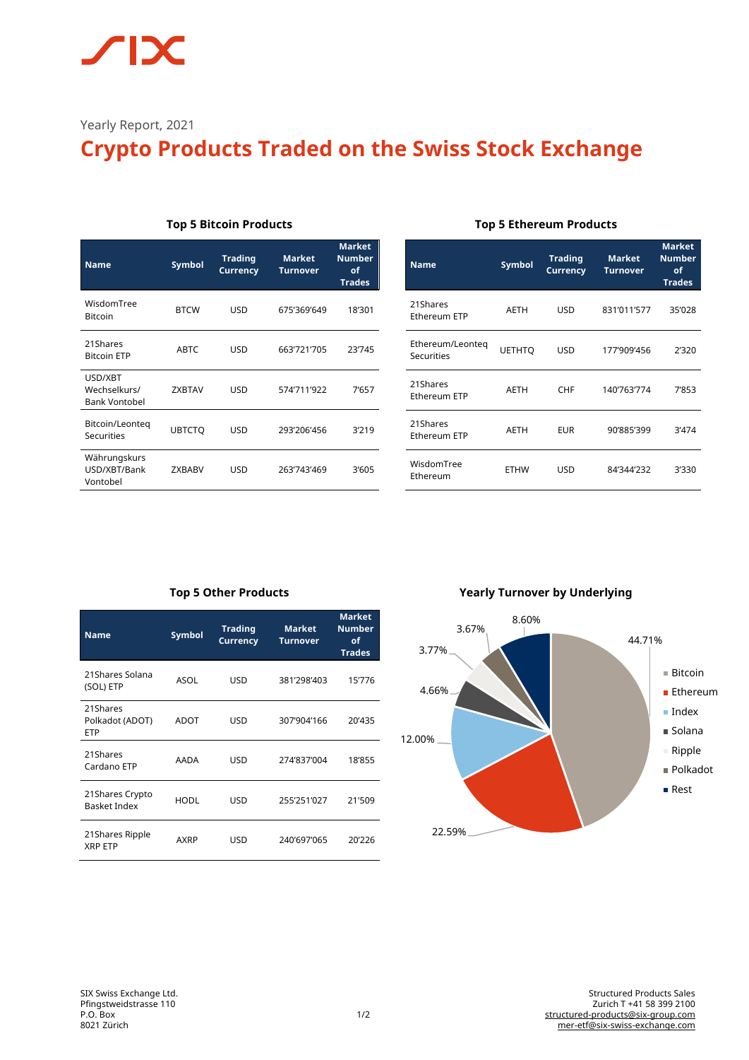Yearly Report, 2021

# Crypto Products Traded on the Swiss Stock Exchange

### Top 5 Bitcoin Products

| Name | Symbol | Trading Currency | Market Turnover | Market Number of Trades |
|---|---|---|---|---|
| WisdomTree Bitcoin | BTCW | USD | 675'369'649 | 18'301 |
| 21Shares Bitcoin ETP | ABTC | USD | 663'721'705 | 23'745 |
| USD/XBT Wechselkurs/ Bank Vontobel | ZXBTAV | USD | 574'711'922 | 7'657 |
| Bitcoin/Leonteq Securities | UBTCTQ | USD | 293'206'456 | 3'219 |
| Währungskurs USD/XBT/Bank Vontobel | ZXBABV | USD | 263'743'469 | 3'605 |

### Top 5 Ethereum Products

| Name | Symbol | Trading Currency | Market Turnover | Market Number of Trades |
|---|---|---|---|---|
| 21Shares Ethereum ETP | AETH | USD | 831'011'577 | 35'028 |
| Ethereum/Leonteq Securities | UETHTQ | USD | 177'909'456 | 2'320 |
| 21Shares Ethereum ETP | AETH | CHF | 140'763'774 | 7'853 |
| 21Shares Ethereum ETP | AETH | EUR | 90'885'399 | 3'474 |
| WisdomTree Ethereum | ETHW | USD | 84'344'232 | 3'330 |

### Top 5 Other Products

| Name | Symbol | Trading Currency | Market Turnover | Market Number of Trades |
|---|---|---|---|---|
| 21Shares Solana (SOL) ETP | ASOL | USD | 381'298'403 | 15'776 |
| 21Shares Polkadot (ADOT) ETP | ADOT | USD | 307'904'166 | 20'435 |
| 21Shares Cardano ETP | AADA | USD | 274'837'004 | 18'855 |
| 21Shares Crypto Basket Index | HODL | USD | 255'251'027 | 21'509 |
| 21Shares Ripple XRP ETP | AXRP | USD | 240'697'065 | 20'226 |

### Yearly Turnover by Underlying

| Underlying | Share |
|---|---|
| Bitcoin | 44.71% |
| Ethereum | 22.59% |
| Index | 12.00% |
| Solana | 4.66% |
| Ripple | 3.77% |
| Polkadot | 3.67% |
| Rest | 8.60% |

SIX Swiss Exchange Ltd.
Pfingstweidstrasse 110
P.O. Box
8021 Zürich

Structured Products Sales
Zurich T +41 58 399 2100
structured-products@six-group.com
mer-etf@six-swiss-exchange.com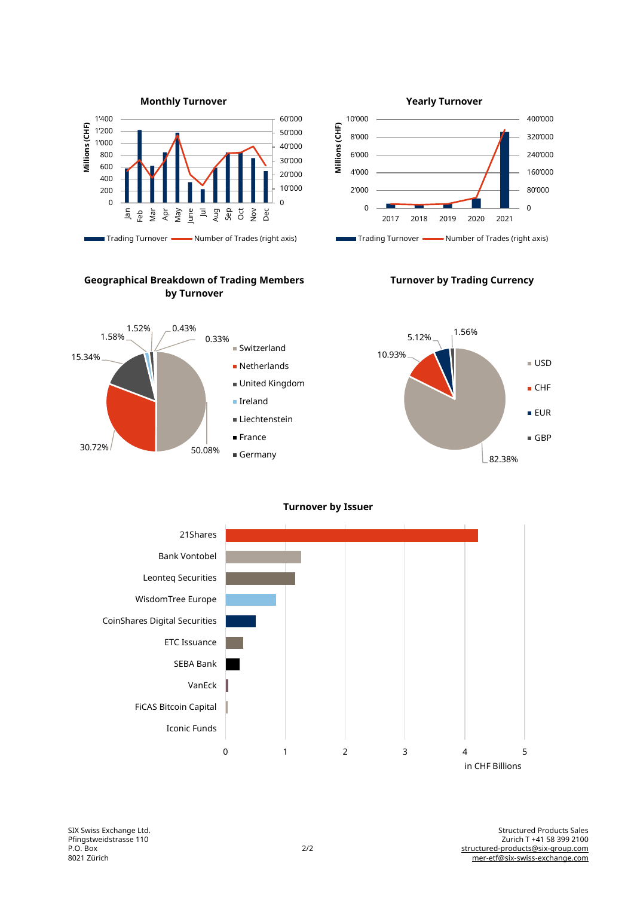**Monthly Turnover**

Millions (CHF)

1'400
1'200
1'000
800
600
400
200
0

60'000
50'000
40'000
30'000
20'000
10'000
0

Jan Feb Mar Apr May June Jul Aug Sep Oct Nov Dec

Trading Turnover — Number of Trades (right axis)

**Yearly Turnover**

Millions (CHF)

10'000
8'000
6'000
4'000
2'000
0

400'000
320'000
240'000
160'000
80'000
0

2017 2018 2019 2020 2021

Trading Turnover — Number of Trades (right axis)

**Geographical Breakdown of Trading Members by Turnover**

1.52% 0.43% 0.33%
1.58%
15.34%
30.72%
50.08%

Switzerland
Netherlands
United Kingdom
Ireland
Liechtenstein
France
Germany

**Turnover by Trading Currency**

5.12% 1.56%
10.93%
82.38%

USD
CHF
EUR
GBP

**Turnover by Issuer**

21Shares
Bank Vontobel
Leonteq Securities
WisdomTree Europe
CoinShares Digital Securities
ETC Issuance
SEBA Bank
VanEck
FiCAS Bitcoin Capital
Iconic Funds

0 1 2 3 4 5

in CHF Billions

SIX Swiss Exchange Ltd.
Pfingstweidstrasse 110
P.O. Box
8021 Zürich

Structured Products Sales
Zurich T +41 58 399 2100
structured-products@six-group.com
mer-etf@six-swiss-exchange.com